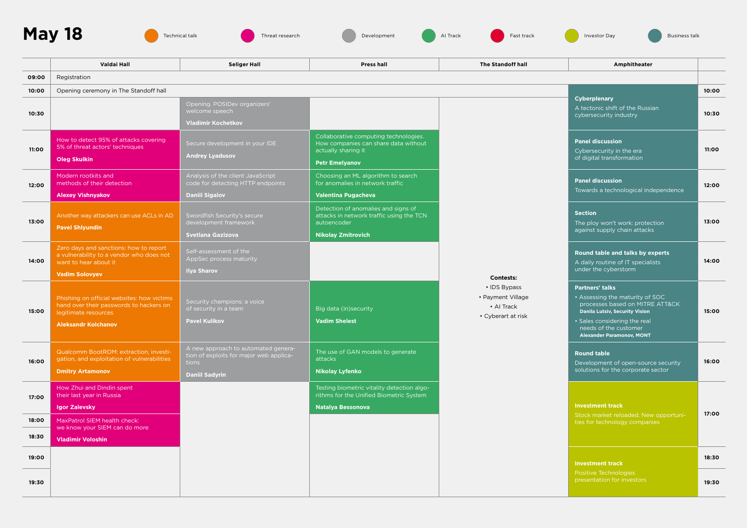# May 18

Technical talk · Threat research · Development · AI Track · Fast track · Investor Day · Business talk

| | Valdai Hall | Seliger Hall | Press hall | The Standoff hall | Amphitheater | |
|---|---|---|---|---|---|---|
| 09:00 | Registration | | | | | |
| 10:00 | Opening ceremony in The Standoff hall | | | | | 10:00 |
| 10:30 | | Opening. POSIDev organizers' welcome speech **Vladimir Kochetkov** | | | **Cyberplenary** A tectonic shift of the Russian cybersecurity industry | 10:30 |
| 11:00 | How to detect 95% of attacks covering 5% of threat actors' techniques **Oleg Skulkin** | Secure development in your IDE **Andrey Lyadusov** | Collaborative computing technologies. How companies can share data without actually sharing it **Petr Emelyanov** | | **Panel discussion** Cybersecurity in the era of digital transformation | 11:00 |
| 12:00 | Modern rootkits and methods of their detection **Alexey Vishnyakov** | Analysis of the client JavaScript code for detecting HTTP endpoints **Daniil Sigalov** | Choosing an ML algorithm to search for anomalies in network traffic **Valentina Pugacheva** | | **Panel discussion** Towards a technological independence | 12:00 |
| 13:00 | Another way attackers can use ACLs in AD **Pavel Shlyundin** | Swordfish Security's secure development framework **Svetlana Gazizova** | Detection of anomalies and signs of attacks in network traffic using the TCN autoencoder **Nikolay Zmitrovich** | | **Section** The ploy won't work: protection against supply chain attacks | 13:00 |
| 14:00 | Zero days and sanctions: how to report a vulnerability to a vendor who does not want to hear about it **Vadim Solovyev** | Self-assessment of the AppSec process maturity **Ilya Sharov** | | **Contests:** • IDS Bypass • Payment Village • AI Track • Cyberart at risk | **Round table and talks by experts** A daily routine of IT specialists under the cyberstorm | 14:00 |
| 15:00 | Phishing on official websites: how victims hand over their passwords to hackers on legitimate resources **Aleksandr Kolchanov** | Security champions: a voice of security in a team **Pavel Kulikov** | Big data (in)security **Vadim Shelest** | | **Partners' talks** • Assessing the maturity of SOC processes based on MITRE ATT&CK **Danila Lutsiv, Security Vision** • Sales considering the real needs of the customer **Alexander Paramonov, MONT** | 15:00 |
| 16:00 | Qualcomm BootROM: extraction, investigation, and exploitation of vulnerabilities **Dmitry Artamonov** | A new approach to automated generation of exploits for major web applications **Daniil Sadyrin** | The use of GAN models to generate attacks **Nikolay Lyfenko** | | **Round table** Development of open-source security solutions for the corporate sector | 16:00 |
| 17:00 | How Zhui and Dindin spent their last year in Russia **Igor Zalevsky** | | Testing biometric vitality detection algorithms for the Unified Biometric System **Natalya Bessonova** | | **Investment track** Stock market reloaded. New opportunities for technology companies | 17:00 |
| 18:00 | MaxPatrol SIEM health check: we know your SIEM can do more **Vladimir Voloshin** | | | | | |
| 18:30 | | | | | | |
| 19:00 | | | | | **Investment track** Positive Technologies presentation for investors | 18:30 |
| 19:30 | | | | | | 19:30 |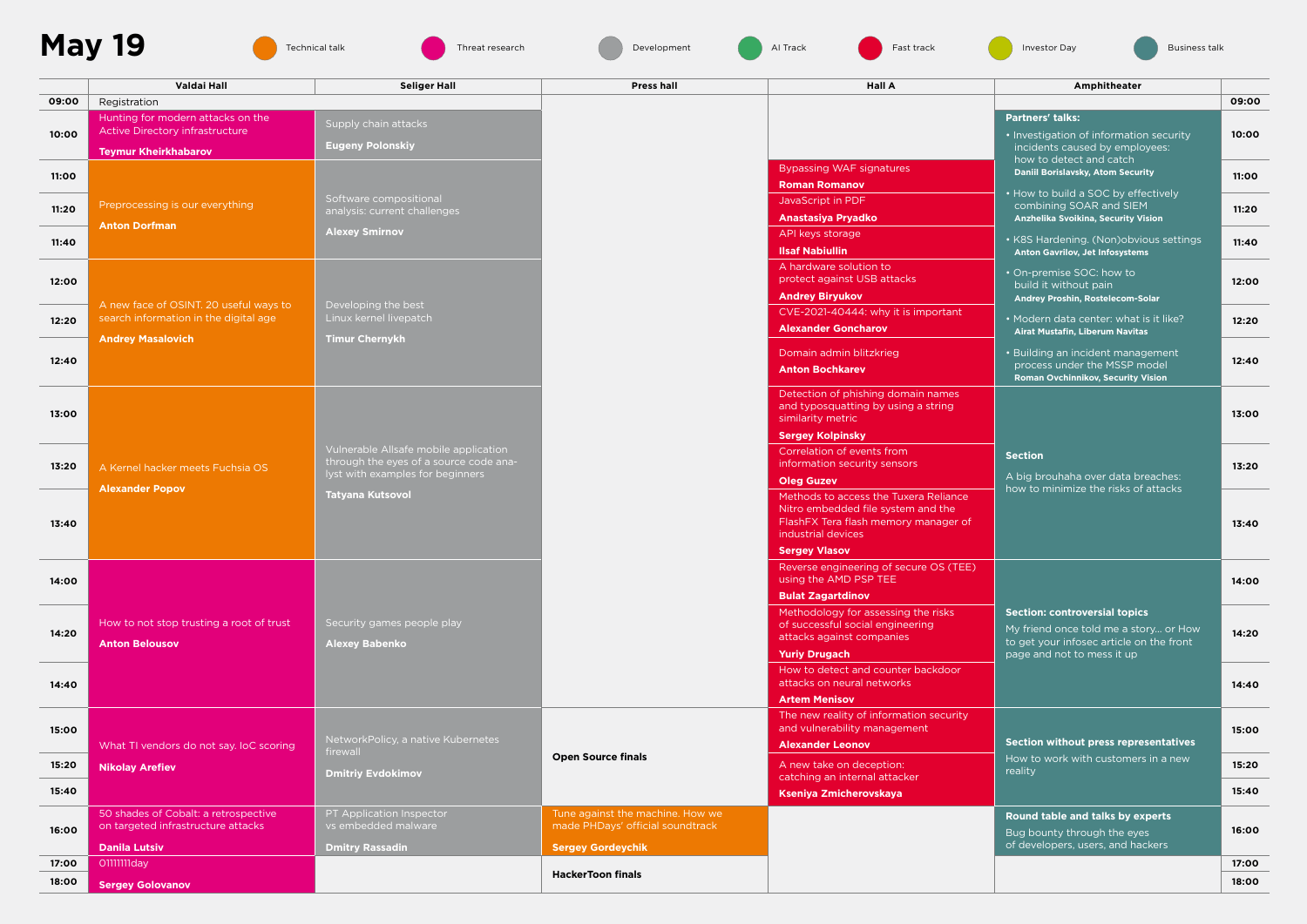# May 19

Technical talk · Threat research · Development · AI Track · Fast track · Investor Day · Business talk

| | Valdai Hall | Seliger Hall | Press hall | Hall A | Amphitheater | |
|---|---|---|---|---|---|---|
| 09:00 | Registration | | | | | 09:00 |
| 10:00 | Hunting for modern attacks on the Active Directory infrastructure **Teymur Kheirkhabarov** | Supply chain attacks **Eugeny Polonskiy** | | | **Partners' talks:** • Investigation of information security incidents caused by employees: how to detect and catch **Daniil Borislavsky, Atom Security** | 10:00 |
| 11:00 | Preprocessing is our everything **Anton Dorfman** | Software compositional analysis: current challenges **Alexey Smirnov** | | Bypassing WAF signatures **Roman Romanov** | | 11:00 |
| 11:20 | | | | JavaScript in PDF **Anastasiya Pryadko** | • How to build a SOC by effectively combining SOAR and SIEM **Anzhelika Svoikina, Security Vision** | 11:20 |
| 11:40 | | | | API keys storage **Ilsaf Nabiullin** | • K8S Hardening. (Non)obvious settings **Anton Gavrilov, Jet Infosystems** | 11:40 |
| 12:00 | A new face of OSINT. 20 useful ways to search information in the digital age **Andrey Masalovich** | Developing the best Linux kernel livepatch **Timur Chernykh** | | A hardware solution to protect against USB attacks **Andrey Biryukov** | • On-premise SOC: how to build it without pain **Andrey Proshin, Rostelecom-Solar** | 12:00 |
| 12:20 | | | | CVE-2021-40444: why it is important **Alexander Goncharov** | • Modern data center: what is it like? **Airat Mustafin, Liberum Navitas** | 12:20 |
| 12:40 | | | | Domain admin blitzkrieg **Anton Bochkarev** | • Building an incident management process under the MSSP model **Roman Ovchinnikov, Security Vision** | 12:40 |
| 13:00 | A Kernel hacker meets Fuchsia OS **Alexander Popov** | Vulnerable Allsafe mobile application through the eyes of a source code analyst with examples for beginners **Tatyana Kutsovol** | | Detection of phishing domain names and typosquatting by using a string similarity metric **Sergey Kolpinsky** | **Section** A big brouhaha over data breaches: how to minimize the risks of attacks | 13:00 |
| 13:20 | | | | Correlation of events from information security sensors **Oleg Guzev** | | 13:20 |
| 13:40 | | | | Methods to access the Tuxera Reliance Nitro embedded file system and the FlashFX Tera flash memory manager of industrial devices **Sergey Vlasov** | | 13:40 |
| 14:00 | How to not stop trusting a root of trust **Anton Belousov** | Security games people play **Alexey Babenko** | | Reverse engineering of secure OS (TEE) using the AMD PSP TEE **Bulat Zagartdinov** | **Section: controversial topics** My friend once told me a story… or How to get your infosec article on the front page and not to mess it up | 14:00 |
| 14:20 | | | | Methodology for assessing the risks of successful social engineering attacks against companies **Yuriy Drugach** | | 14:20 |
| 14:40 | | | | How to detect and counter backdoor attacks on neural networks **Artem Menisov** | | 14:40 |
| 15:00 | What TI vendors do not say. IoC scoring **Nikolay Arefiev** | NetworkPolicy, a native Kubernetes firewall **Dmitriy Evdokimov** | **Open Source finals** | The new reality of information security and vulnerability management **Alexander Leonov** | **Section without press representatives** How to work with customers in a new reality | 15:00 |
| 15:20 | | | | A new take on deception: catching an internal attacker **Kseniya Zmicherovskaya** | | 15:20 |
| 15:40 | | | | | | 15:40 |
| 16:00 | 50 shades of Cobalt: a retrospective on targeted infrastructure attacks **Danila Lutsiv** | PT Application Inspector vs embedded malware **Dmitry Rassadin** | Tune against the machine. How we made PHDays' official soundtrack **Sergey Gordeychik** | | **Round table and talks by experts** Bug bounty through the eyes of developers, users, and hackers | 16:00 |
| 17:00 | 01111111day **Sergey Golovanov** | | **HackerToon finals** | | | 17:00 |
| 18:00 | | | | | | 18:00 |